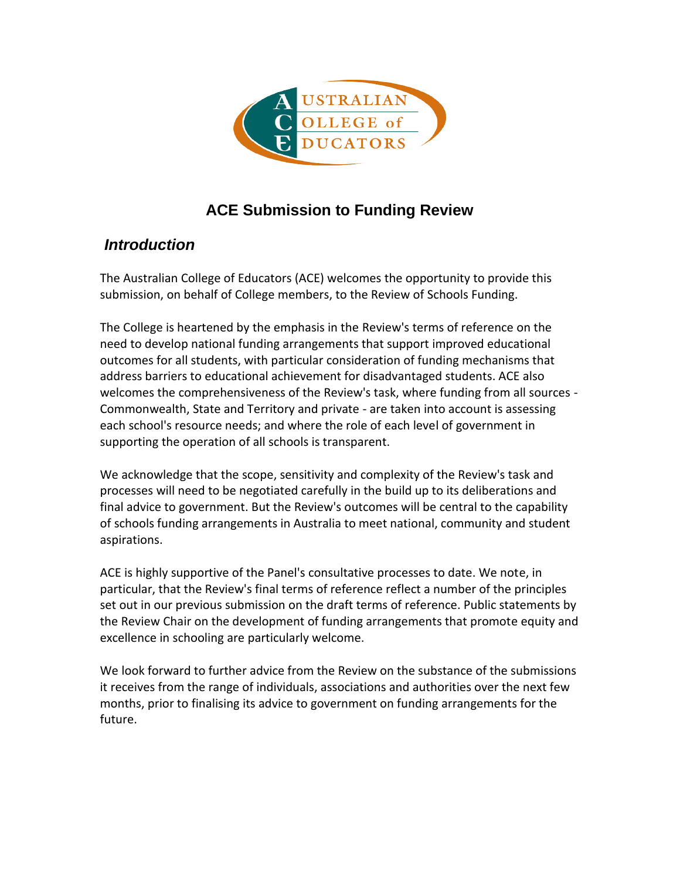# ACE Submission to Funding Review

## *Introduction*

The Australian College of Educators (ACE) welcomes the opportunity to provide this submission, on behalf of College members, to the Review of Schools Funding.

The College is heartened by the emphasis in the Review's terms of reference on the need to develop national funding arrangements that support improved educational outcomes for all students, with particular consideration of funding mechanisms that address barriers to educational achievement for disadvantaged students. ACE also welcomes the comprehensiveness of the Review's task, where funding from all sources - Commonwealth, State and Territory and private - are taken into account is assessing each school's resource needs; and where the role of each level of government in supporting the operation of all schools is transparent.

We acknowledge that the scope, sensitivity and complexity of the Review's task and processes will need to be negotiated carefully in the build up to its deliberations and final advice to government. But the Review's outcomes will be central to the capability of schools funding arrangements in Australia to meet national, community and student aspirations.

ACE is highly supportive of the Panel's consultative processes to date. We note, in particular, that the Review's final terms of reference reflect a number of the principles set out in our previous submission on the draft terms of reference. Public statements by the Review Chair on the development of funding arrangements that promote equity and excellence in schooling are particularly welcome.

We look forward to further advice from the Review on the substance of the submissions it receives from the range of individuals, associations and authorities over the next few months, prior to finalising its advice to government on funding arrangements for the future.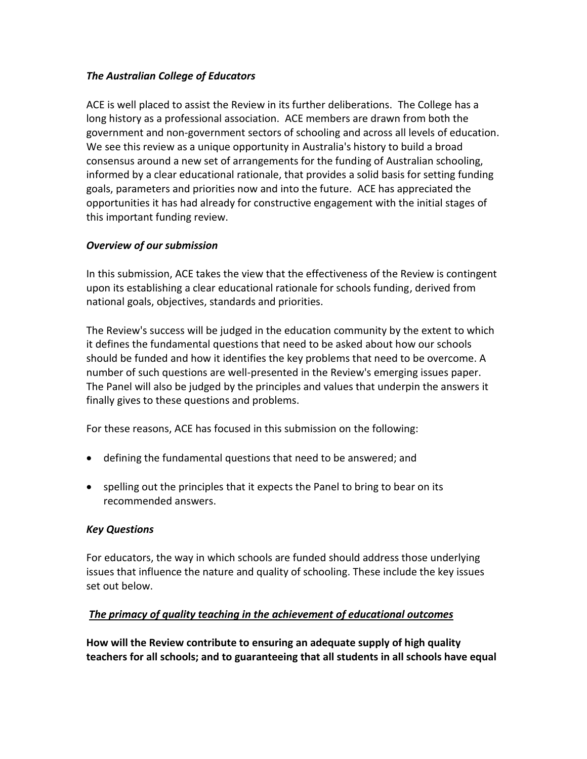### *The Australian College of Educators*

ACE is well placed to assist the Review in its further deliberations. The College has a long history as a professional association. ACE members are drawn from both the government and non-government sectors of schooling and across all levels of education. We see this review as a unique opportunity in Australia's history to build a broad consensus around a new set of arrangements for the funding of Australian schooling, informed by a clear educational rationale, that provides a solid basis for setting funding goals, parameters and priorities now and into the future. ACE has appreciated the opportunities it has had already for constructive engagement with the initial stages of this important funding review.

### *Overview of our submission*

In this submission, ACE takes the view that the effectiveness of the Review is contingent upon its establishing a clear educational rationale for schools funding, derived from national goals, objectives, standards and priorities.

The Review's success will be judged in the education community by the extent to which it defines the fundamental questions that need to be asked about how our schools should be funded and how it identifies the key problems that need to be overcome. A number of such questions are well-presented in the Review's emerging issues paper. The Panel will also be judged by the principles and values that underpin the answers it finally gives to these questions and problems.

For these reasons, ACE has focused in this submission on the following:

- defining the fundamental questions that need to be answered; and
- spelling out the principles that it expects the Panel to bring to bear on its recommended answers.

### *Key Questions*

For educators, the way in which schools are funded should address those underlying issues that influence the nature and quality of schooling. These include the key issues set out below.

#### ***The primacy of quality teaching in the achievement of educational outcomes***

**How will the Review contribute to ensuring an adequate supply of high quality teachers for all schools; and to guaranteeing that all students in all schools have equal**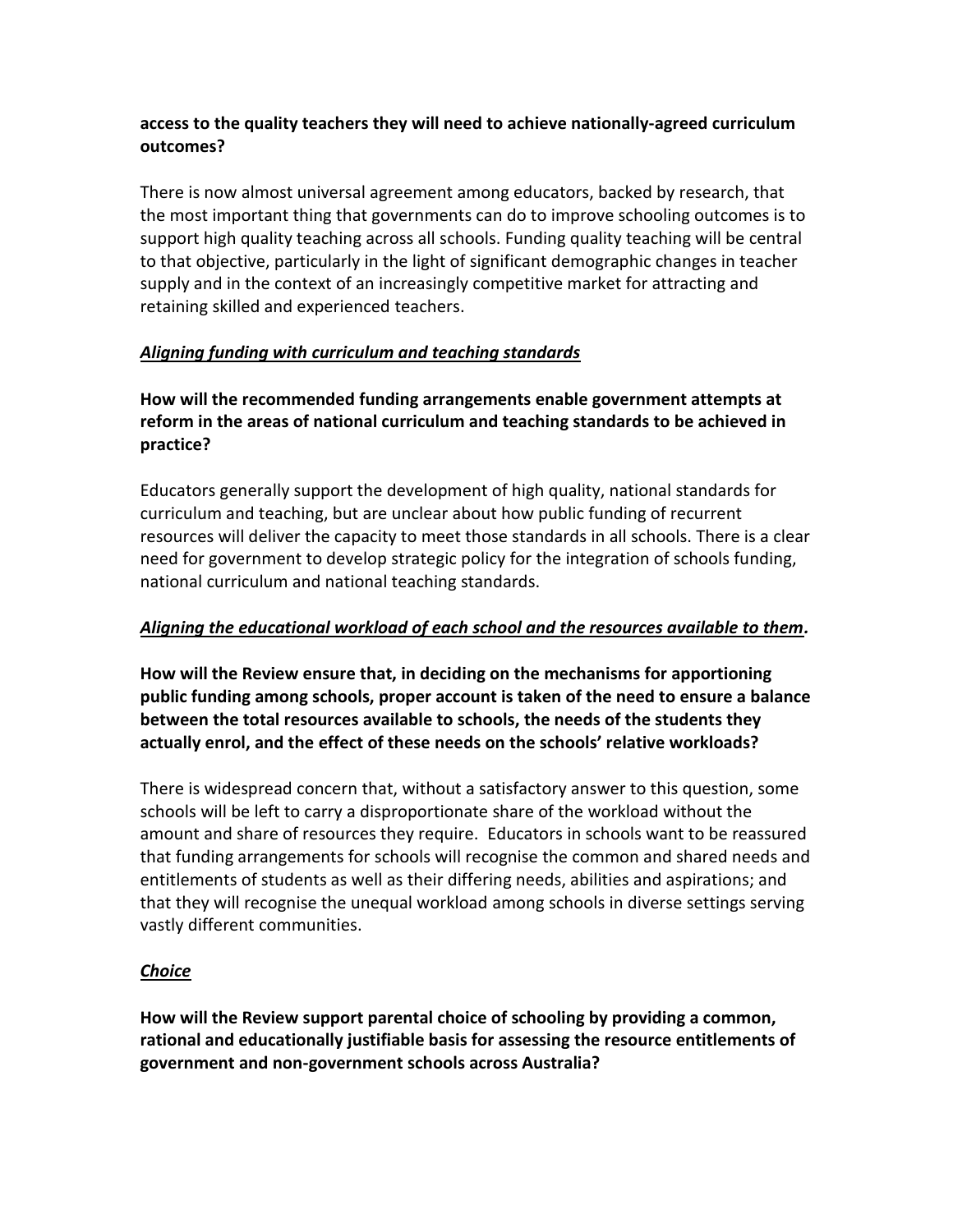**access to the quality teachers they will need to achieve nationally-agreed curriculum outcomes?**

There is now almost universal agreement among educators, backed by research, that the most important thing that governments can do to improve schooling outcomes is to support high quality teaching across all schools. Funding quality teaching will be central to that objective, particularly in the light of significant demographic changes in teacher supply and in the context of an increasingly competitive market for attracting and retaining skilled and experienced teachers.

***<u>Aligning funding with curriculum and teaching standards</u>***

**How will the recommended funding arrangements enable government attempts at reform in the areas of national curriculum and teaching standards to be achieved in practice?**

Educators generally support the development of high quality, national standards for curriculum and teaching, but are unclear about how public funding of recurrent resources will deliver the capacity to meet those standards in all schools. There is a clear need for government to develop strategic policy for the integration of schools funding, national curriculum and national teaching standards.

***<u>Aligning the educational workload of each school and the resources available to them</u>.***

**How will the Review ensure that, in deciding on the mechanisms for apportioning public funding among schools, proper account is taken of the need to ensure a balance between the total resources available to schools, the needs of the students they actually enrol, and the effect of these needs on the schools' relative workloads?**

There is widespread concern that, without a satisfactory answer to this question, some schools will be left to carry a disproportionate share of the workload without the amount and share of resources they require. Educators in schools want to be reassured that funding arrangements for schools will recognise the common and shared needs and entitlements of students as well as their differing needs, abilities and aspirations; and that they will recognise the unequal workload among schools in diverse settings serving vastly different communities.

***<u>Choice</u>***

**How will the Review support parental choice of schooling by providing a common, rational and educationally justifiable basis for assessing the resource entitlements of government and non-government schools across Australia?**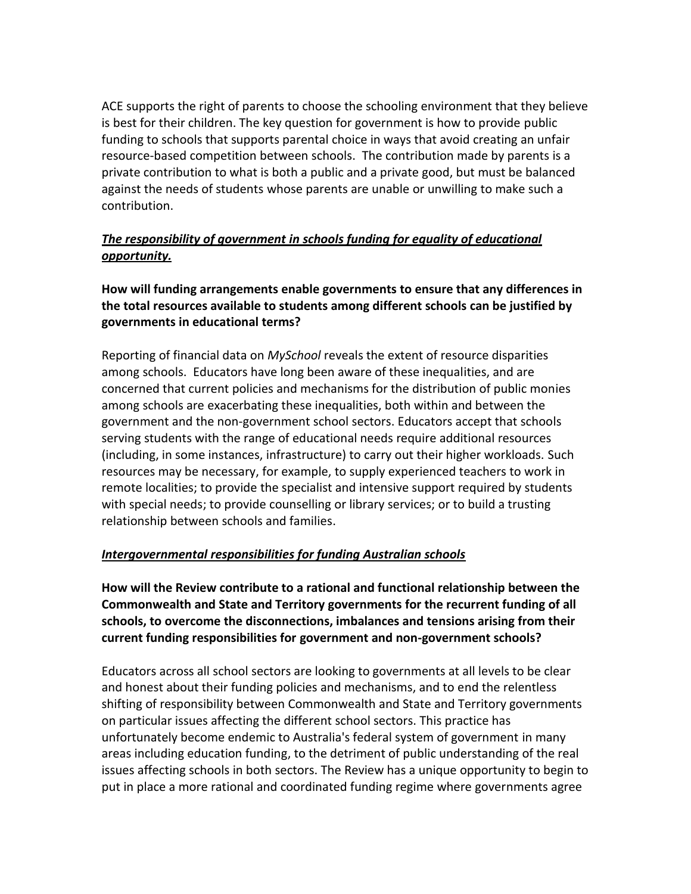ACE supports the right of parents to choose the schooling environment that they believe is best for their children. The key question for government is how to provide public funding to schools that supports parental choice in ways that avoid creating an unfair resource-based competition between schools. The contribution made by parents is a private contribution to what is both a public and a private good, but must be balanced against the needs of students whose parents are unable or unwilling to make such a contribution.

***<u>The responsibility of government in schools funding for equality of educational opportunity.</u>***

**How will funding arrangements enable governments to ensure that any differences in the total resources available to students among different schools can be justified by governments in educational terms?**

Reporting of financial data on *MySchool* reveals the extent of resource disparities among schools. Educators have long been aware of these inequalities, and are concerned that current policies and mechanisms for the distribution of public monies among schools are exacerbating these inequalities, both within and between the government and the non-government school sectors. Educators accept that schools serving students with the range of educational needs require additional resources (including, in some instances, infrastructure) to carry out their higher workloads. Such resources may be necessary, for example, to supply experienced teachers to work in remote localities; to provide the specialist and intensive support required by students with special needs; to provide counselling or library services; or to build a trusting relationship between schools and families.

***<u>Intergovernmental responsibilities for funding Australian schools</u>***

**How will the Review contribute to a rational and functional relationship between the Commonwealth and State and Territory governments for the recurrent funding of all schools, to overcome the disconnections, imbalances and tensions arising from their current funding responsibilities for government and non-government schools?**

Educators across all school sectors are looking to governments at all levels to be clear and honest about their funding policies and mechanisms, and to end the relentless shifting of responsibility between Commonwealth and State and Territory governments on particular issues affecting the different school sectors. This practice has unfortunately become endemic to Australia's federal system of government in many areas including education funding, to the detriment of public understanding of the real issues affecting schools in both sectors. The Review has a unique opportunity to begin to put in place a more rational and coordinated funding regime where governments agree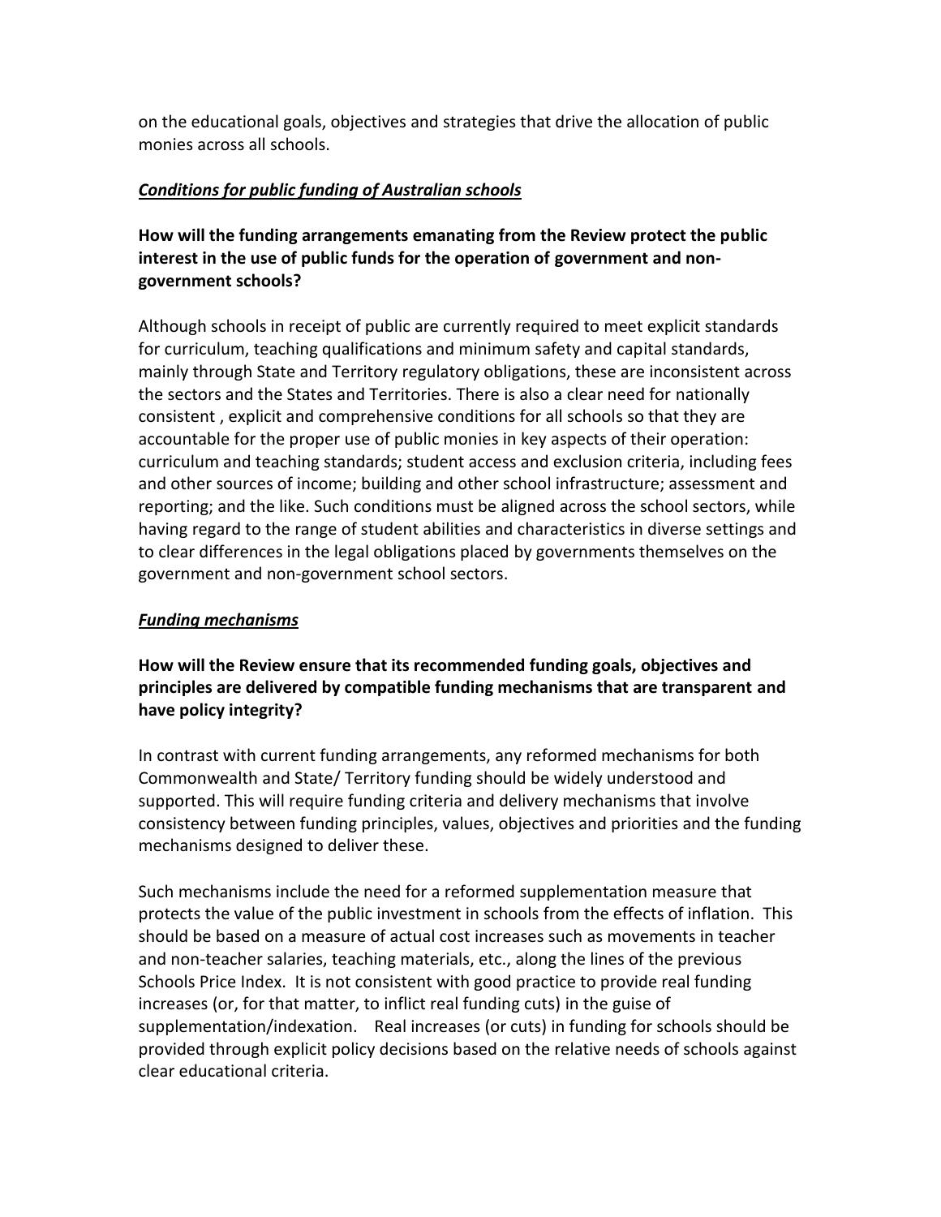on the educational goals, objectives and strategies that drive the allocation of public monies across all schools.

***<u>Conditions for public funding of Australian schools</u>***

**How will the funding arrangements emanating from the Review protect the public interest in the use of public funds for the operation of government and non-government schools?**

Although schools in receipt of public are currently required to meet explicit standards for curriculum, teaching qualifications and minimum safety and capital standards, mainly through State and Territory regulatory obligations, these are inconsistent across the sectors and the States and Territories. There is also a clear need for nationally consistent , explicit and comprehensive conditions for all schools so that they are accountable for the proper use of public monies in key aspects of their operation: curriculum and teaching standards; student access and exclusion criteria, including fees and other sources of income; building and other school infrastructure; assessment and reporting; and the like. Such conditions must be aligned across the school sectors, while having regard to the range of student abilities and characteristics in diverse settings and to clear differences in the legal obligations placed by governments themselves on the government and non-government school sectors.

***<u>Funding mechanisms</u>***

**How will the Review ensure that its recommended funding goals, objectives and principles are delivered by compatible funding mechanisms that are transparent and have policy integrity?**

In contrast with current funding arrangements, any reformed mechanisms for both Commonwealth and State/ Territory funding should be widely understood and supported. This will require funding criteria and delivery mechanisms that involve consistency between funding principles, values, objectives and priorities and the funding mechanisms designed to deliver these.

Such mechanisms include the need for a reformed supplementation measure that protects the value of the public investment in schools from the effects of inflation. This should be based on a measure of actual cost increases such as movements in teacher and non-teacher salaries, teaching materials, etc., along the lines of the previous Schools Price Index. It is not consistent with good practice to provide real funding increases (or, for that matter, to inflict real funding cuts) in the guise of supplementation/indexation. Real increases (or cuts) in funding for schools should be provided through explicit policy decisions based on the relative needs of schools against clear educational criteria.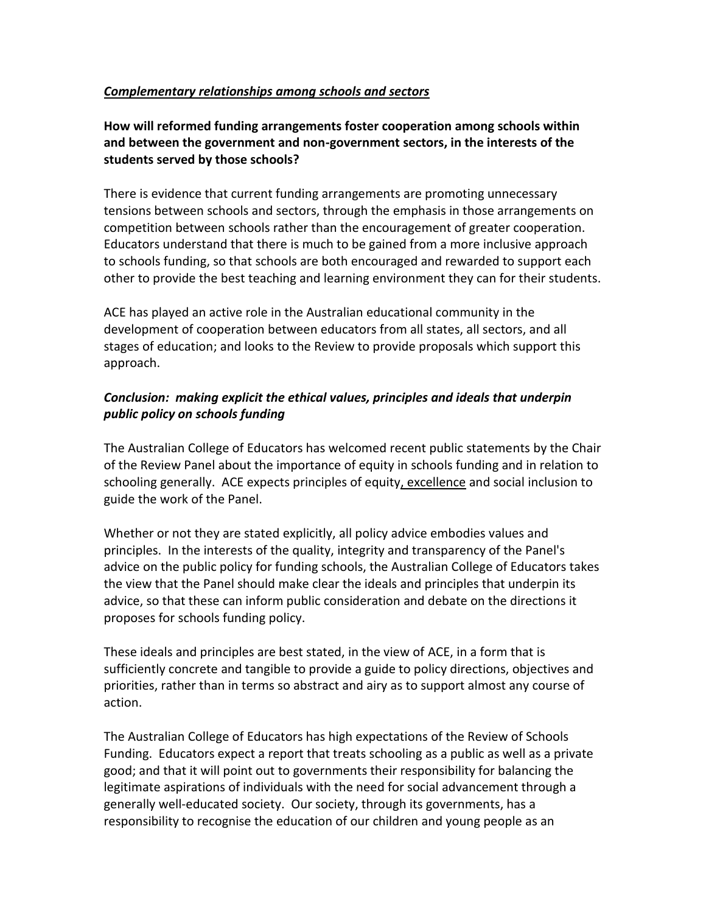***Complementary relationships among schools and sectors***

**How will reformed funding arrangements foster cooperation among schools within and between the government and non-government sectors, in the interests of the students served by those schools?**

There is evidence that current funding arrangements are promoting unnecessary tensions between schools and sectors, through the emphasis in those arrangements on competition between schools rather than the encouragement of greater cooperation. Educators understand that there is much to be gained from a more inclusive approach to schools funding, so that schools are both encouraged and rewarded to support each other to provide the best teaching and learning environment they can for their students.

ACE has played an active role in the Australian educational community in the development of cooperation between educators from all states, all sectors, and all stages of education; and looks to the Review to provide proposals which support this approach.

***Conclusion: making explicit the ethical values, principles and ideals that underpin public policy on schools funding***

The Australian College of Educators has welcomed recent public statements by the Chair of the Review Panel about the importance of equity in schools funding and in relation to schooling generally. ACE expects principles of equity, excellence and social inclusion to guide the work of the Panel.

Whether or not they are stated explicitly, all policy advice embodies values and principles. In the interests of the quality, integrity and transparency of the Panel's advice on the public policy for funding schools, the Australian College of Educators takes the view that the Panel should make clear the ideals and principles that underpin its advice, so that these can inform public consideration and debate on the directions it proposes for schools funding policy.

These ideals and principles are best stated, in the view of ACE, in a form that is sufficiently concrete and tangible to provide a guide to policy directions, objectives and priorities, rather than in terms so abstract and airy as to support almost any course of action.

The Australian College of Educators has high expectations of the Review of Schools Funding. Educators expect a report that treats schooling as a public as well as a private good; and that it will point out to governments their responsibility for balancing the legitimate aspirations of individuals with the need for social advancement through a generally well-educated society. Our society, through its governments, has a responsibility to recognise the education of our children and young people as an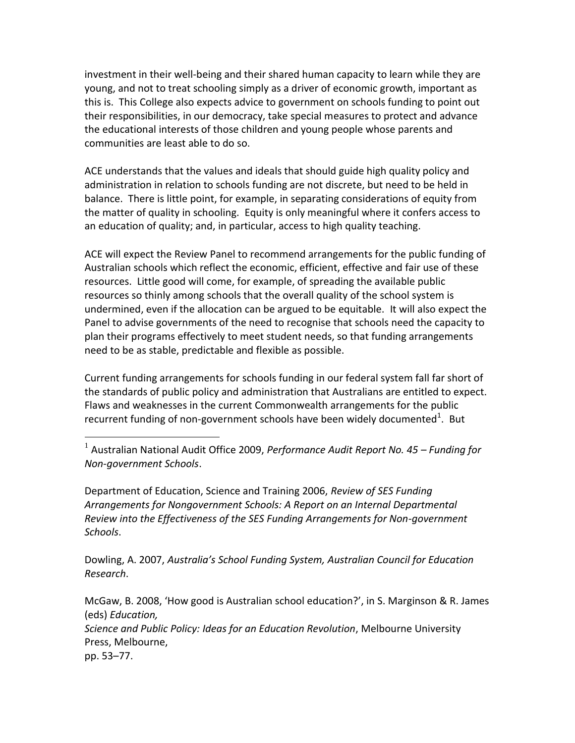investment in their well-being and their shared human capacity to learn while they are young, and not to treat schooling simply as a driver of economic growth, important as this is. This College also expects advice to government on schools funding to point out their responsibilities, in our democracy, take special measures to protect and advance the educational interests of those children and young people whose parents and communities are least able to do so.

ACE understands that the values and ideals that should guide high quality policy and administration in relation to schools funding are not discrete, but need to be held in balance. There is little point, for example, in separating considerations of equity from the matter of quality in schooling. Equity is only meaningful where it confers access to an education of quality; and, in particular, access to high quality teaching.

ACE will expect the Review Panel to recommend arrangements for the public funding of Australian schools which reflect the economic, efficient, effective and fair use of these resources. Little good will come, for example, of spreading the available public resources so thinly among schools that the overall quality of the school system is undermined, even if the allocation can be argued to be equitable. It will also expect the Panel to advise governments of the need to recognise that schools need the capacity to plan their programs effectively to meet student needs, so that funding arrangements need to be as stable, predictable and flexible as possible.

Current funding arrangements for schools funding in our federal system fall far short of the standards of public policy and administration that Australians are entitled to expect. Flaws and weaknesses in the current Commonwealth arrangements for the public recurrent funding of non-government schools have been widely documented[1]. But

---

[1] Australian National Audit Office 2009, *Performance Audit Report No. 45 – Funding for Non-government Schools*.

Department of Education, Science and Training 2006, *Review of SES Funding Arrangements for Nongovernment Schools: A Report on an Internal Departmental Review into the Effectiveness of the SES Funding Arrangements for Non-government Schools*.

Dowling, A. 2007, *Australia's School Funding System, Australian Council for Education Research*.

McGaw, B. 2008, 'How good is Australian school education?', in S. Marginson & R. James (eds) *Education, Science and Public Policy: Ideas for an Education Revolution*, Melbourne University Press, Melbourne, pp. 53–77.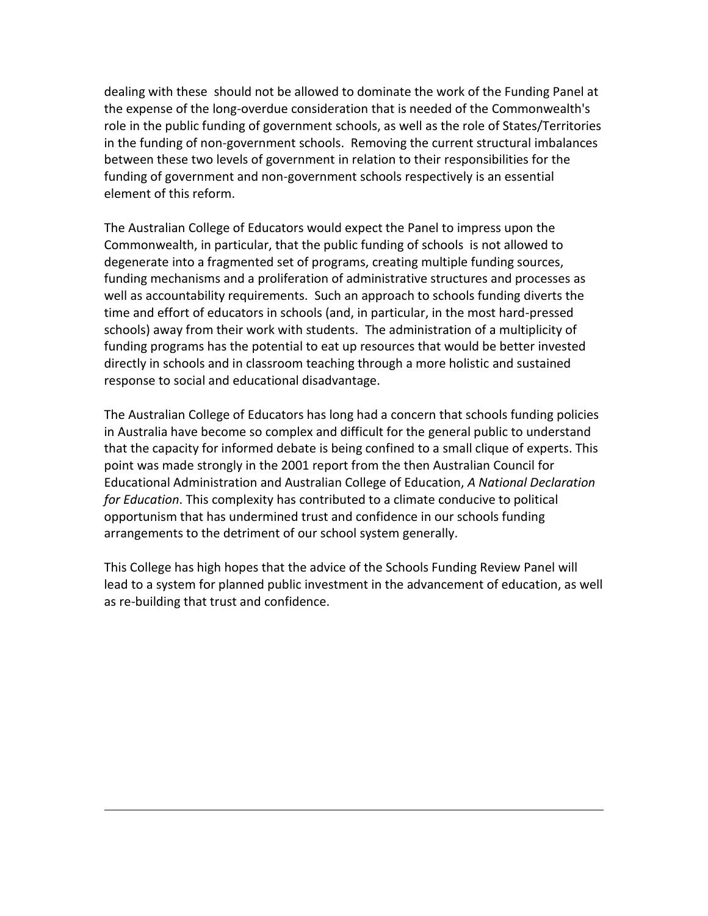dealing with these should not be allowed to dominate the work of the Funding Panel at the expense of the long-overdue consideration that is needed of the Commonwealth's role in the public funding of government schools, as well as the role of States/Territories in the funding of non-government schools. Removing the current structural imbalances between these two levels of government in relation to their responsibilities for the funding of government and non-government schools respectively is an essential element of this reform.

The Australian College of Educators would expect the Panel to impress upon the Commonwealth, in particular, that the public funding of schools is not allowed to degenerate into a fragmented set of programs, creating multiple funding sources, funding mechanisms and a proliferation of administrative structures and processes as well as accountability requirements. Such an approach to schools funding diverts the time and effort of educators in schools (and, in particular, in the most hard-pressed schools) away from their work with students. The administration of a multiplicity of funding programs has the potential to eat up resources that would be better invested directly in schools and in classroom teaching through a more holistic and sustained response to social and educational disadvantage.

The Australian College of Educators has long had a concern that schools funding policies in Australia have become so complex and difficult for the general public to understand that the capacity for informed debate is being confined to a small clique of experts. This point was made strongly in the 2001 report from the then Australian Council for Educational Administration and Australian College of Education, *A National Declaration for Education*. This complexity has contributed to a climate conducive to political opportunism that has undermined trust and confidence in our schools funding arrangements to the detriment of our school system generally.

This College has high hopes that the advice of the Schools Funding Review Panel will lead to a system for planned public investment in the advancement of education, as well as re-building that trust and confidence.